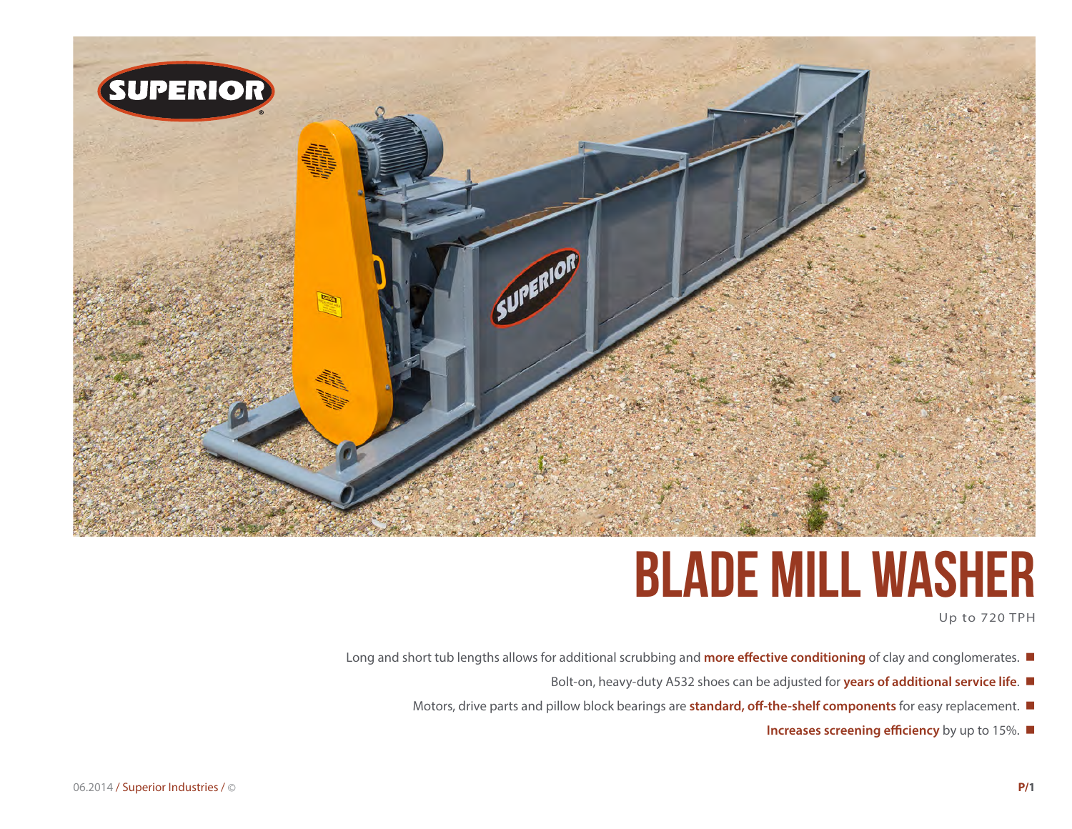# BLADE MILL WASHER

Up to 720 TPH

- Long and short tub lengths allows for additional scrubbing and **more effective conditioning** of clay and conglomerates.
- Bolt-on, heavy-duty A532 shoes can be adjusted for **years of additional service life**.
- Motors, drive parts and pillow block bearings are **standard, off-the-shelf components** for easy replacement.
- **Increases screening efficiency** by up to 15%.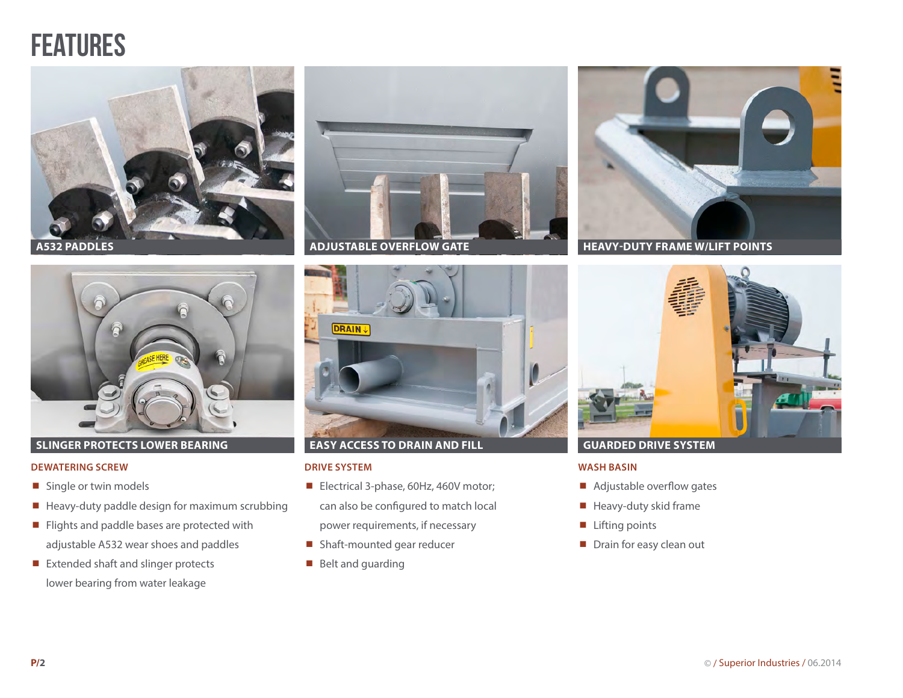# FEATURES

A532 PADDLES

ADJUSTABLE OVERFLOW GATE

HEAVY-DUTY FRAME W/LIFT POINTS

SLINGER PROTECTS LOWER BEARING

EASY ACCESS TO DRAIN AND FILL

GUARDED DRIVE SYSTEM

### DEWATERING SCREW

- Single or twin models
- Heavy-duty paddle design for maximum scrubbing
- Flights and paddle bases are protected with adjustable A532 wear shoes and paddles
- Extended shaft and slinger protects lower bearing from water leakage

### DRIVE SYSTEM

- Electrical 3-phase, 60Hz, 460V motor; can also be configured to match local power requirements, if necessary
- Shaft-mounted gear reducer
- Belt and guarding

### WASH BASIN

- Adjustable overflow gates
- Heavy-duty skid frame
- Lifting points
- Drain for easy clean out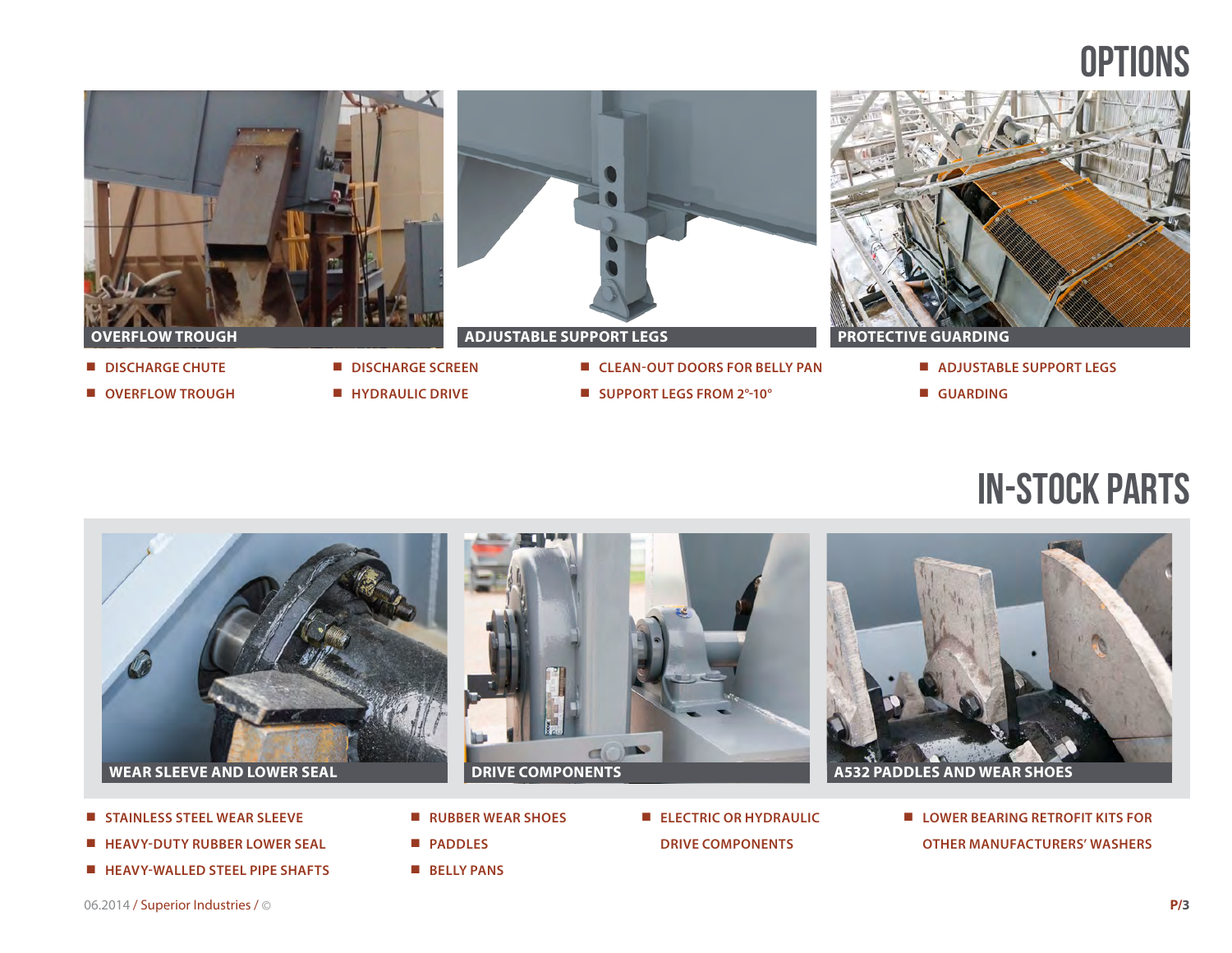# OPTIONS

OVERFLOW TROUGH

ADJUSTABLE SUPPORT LEGS

PROTECTIVE GUARDING

- DISCHARGE CHUTE
- OVERFLOW TROUGH
- DISCHARGE SCREEN
- HYDRAULIC DRIVE
- CLEAN-OUT DOORS FOR BELLY PAN
- SUPPORT LEGS FROM 2°-10°
- ADJUSTABLE SUPPORT LEGS
- GUARDING

# IN-STOCK PARTS

WEAR SLEEVE AND LOWER SEAL

DRIVE COMPONENTS

A532 PADDLES AND WEAR SHOES

- STAINLESS STEEL WEAR SLEEVE
- HEAVY-DUTY RUBBER LOWER SEAL
- HEAVY-WALLED STEEL PIPE SHAFTS
- RUBBER WEAR SHOES
- PADDLES
- BELLY PANS
- ELECTRIC OR HYDRAULIC DRIVE COMPONENTS
- LOWER BEARING RETROFIT KITS FOR OTHER MANUFACTURERS' WASHERS

06.2014 / Superior Industries / ©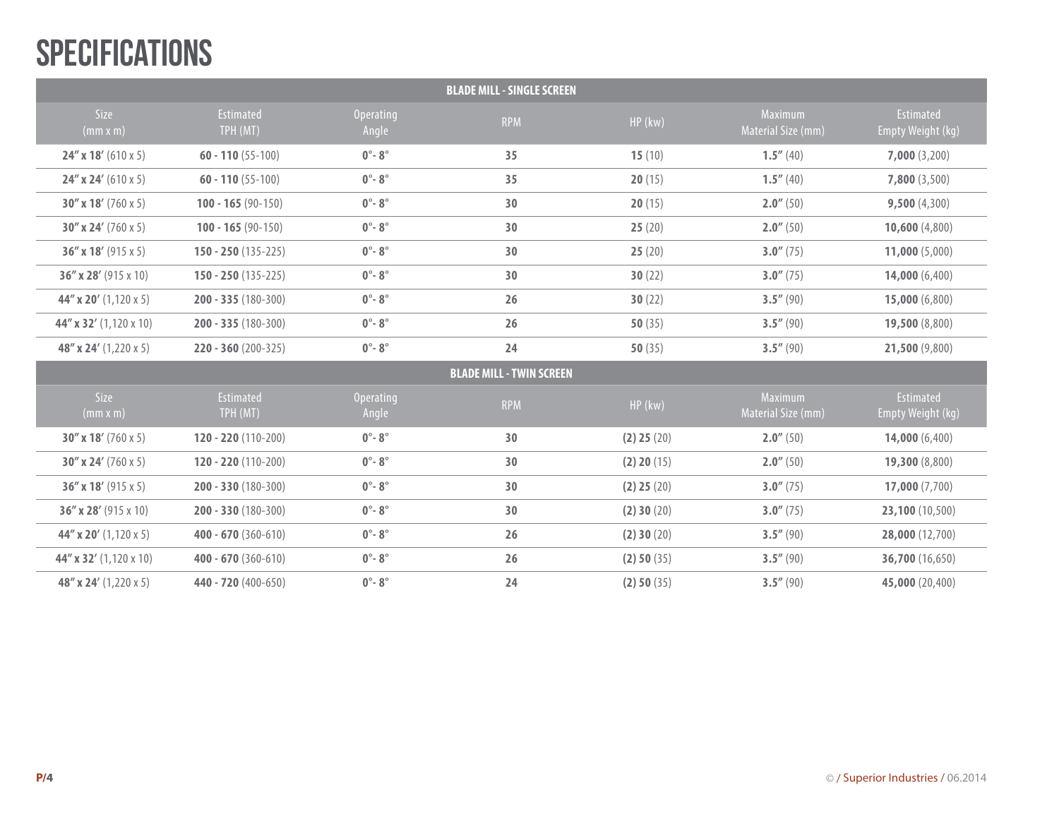# SPECIFICATIONS

| BLADE MILL - SINGLE SCREEN | | | | | | |
|---|---|---|---|---|---|---|
| Size (mm x m) | Estimated TPH (MT) | Operating Angle | RPM | HP (kw) | Maximum Material Size (mm) | Estimated Empty Weight (kg) |
| **24″ x 18′** (610 x 5) | **60 - 110** (55-100) | **0°- 8°** | **35** | **15** (10) | **1.5″** (40) | **7,000** (3,200) |
| **24″ x 24′** (610 x 5) | **60 - 110** (55-100) | **0°- 8°** | **35** | **20** (15) | **1.5″** (40) | **7,800** (3,500) |
| **30″ x 18′** (760 x 5) | **100 - 165** (90-150) | **0°- 8°** | **30** | **20** (15) | **2.0″** (50) | **9,500** (4,300) |
| **30″ x 24′** (760 x 5) | **100 - 165** (90-150) | **0°- 8°** | **30** | **25** (20) | **2.0″** (50) | **10,600** (4,800) |
| **36″ x 18′** (915 x 5) | **150 - 250** (135-225) | **0°- 8°** | **30** | **25** (20) | **3.0″** (75) | **11,000** (5,000) |
| **36″ x 28′** (915 x 10) | **150 - 250** (135-225) | **0°- 8°** | **30** | **30** (22) | **3.0″** (75) | **14,000** (6,400) |
| **44″ x 20′** (1,120 x 5) | **200 - 335** (180-300) | **0°- 8°** | **26** | **30** (22) | **3.5″** (90) | **15,000** (6,800) |
| **44″ x 32′** (1,120 x 10) | **200 - 335** (180-300) | **0°- 8°** | **26** | **50** (35) | **3.5″** (90) | **19,500** (8,800) |
| **48″ x 24′** (1,220 x 5) | **220 - 360** (200-325) | **0°- 8°** | **24** | **50** (35) | **3.5″** (90) | **21,500** (9,800) |
| **BLADE MILL - TWIN SCREEN** | | | | | | |
| Size (mm x m) | Estimated TPH (MT) | Operating Angle | RPM | HP (kw) | Maximum Material Size (mm) | Estimated Empty Weight (kg) |
| **30″ x 18′** (760 x 5) | **120 - 220** (110-200) | **0°- 8°** | **30** | **(2) 25** (20) | **2.0″** (50) | **14,000** (6,400) |
| **30″ x 24′** (760 x 5) | **120 - 220** (110-200) | **0°- 8°** | **30** | **(2) 20** (15) | **2.0″** (50) | **19,300** (8,800) |
| **36″ x 18′** (915 x 5) | **200 - 330** (180-300) | **0°- 8°** | **30** | **(2) 25** (20) | **3.0″** (75) | **17,000** (7,700) |
| **36″ x 28′** (915 x 10) | **200 - 330** (180-300) | **0°- 8°** | **30** | **(2) 30** (20) | **3.0″** (75) | **23,100** (10,500) |
| **44″ x 20′** (1,120 x 5) | **400 - 670** (360-610) | **0°- 8°** | **26** | **(2) 30** (20) | **3.5″** (90) | **28,000** (12,700) |
| **44″ x 32′** (1,120 x 10) | **400 - 670** (360-610) | **0°- 8°** | **26** | **(2) 50** (35) | **3.5″** (90) | **36,700** (16,650) |
| **48″ x 24′** (1,220 x 5) | **440 - 720** (400-650) | **0°- 8°** | **24** | **(2) 50** (35) | **3.5″** (90) | **45,000** (20,400) |

© / Superior Industries / 06.2014